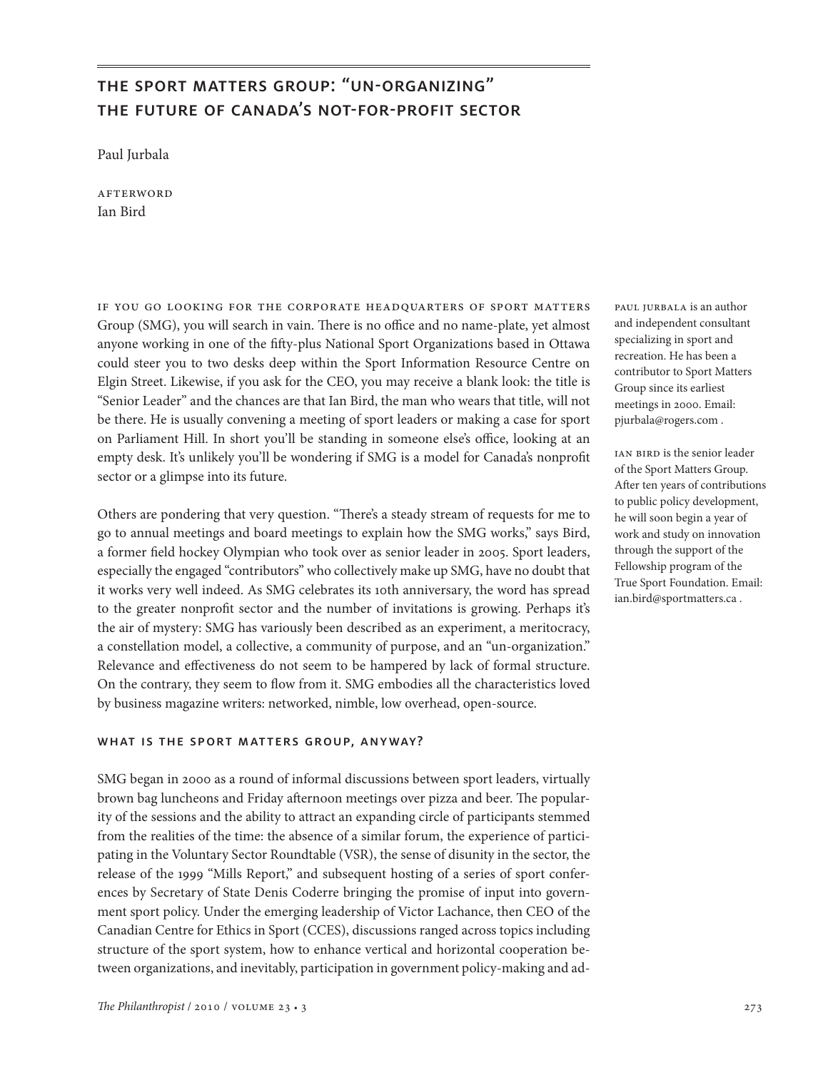# the sport matters group: "un-organizing" the future of canada's not-for-profit sector

Paul Jurbala

afterword
Ian Bird

paul jurbala is an author and independent consultant specializing in sport and recreation. He has been a contributor to Sport Matters Group since its earliest meetings in 2000. Email: pjurbala@rogers.com .

ian bird is the senior leader of the Sport Matters Group. After ten years of contributions to public policy development, he will soon begin a year of work and study on innovation through the support of the Fellowship program of the True Sport Foundation. Email: ian.bird@sportmatters.ca .

If you go looking for the corporate headquarters of Sport Matters Group (SMG), you will search in vain. There is no office and no name-plate, yet almost anyone working in one of the fifty-plus National Sport Organizations based in Ottawa could steer you to two desks deep within the Sport Information Resource Centre on Elgin Street. Likewise, if you ask for the CEO, you may receive a blank look: the title is "Senior Leader" and the chances are that Ian Bird, the man who wears that title, will not be there. He is usually convening a meeting of sport leaders or making a case for sport on Parliament Hill. In short you'll be standing in someone else's office, looking at an empty desk. It's unlikely you'll be wondering if SMG is a model for Canada's nonprofit sector or a glimpse into its future.

Others are pondering that very question. "There's a steady stream of requests for me to go to annual meetings and board meetings to explain how the SMG works," says Bird, a former field hockey Olympian who took over as senior leader in 2005. Sport leaders, especially the engaged "contributors" who collectively make up SMG, have no doubt that it works very well indeed. As SMG celebrates its 10th anniversary, the word has spread to the greater nonprofit sector and the number of invitations is growing. Perhaps it's the air of mystery: SMG has variously been described as an experiment, a meritocracy, a constellation model, a collective, a community of purpose, and an "un-organization." Relevance and effectiveness do not seem to be hampered by lack of formal structure. On the contrary, they seem to flow from it. SMG embodies all the characteristics loved by business magazine writers: networked, nimble, low overhead, open-source.

## what is the sport matters group, anyway?

SMG began in 2000 as a round of informal discussions between sport leaders, virtually brown bag luncheons and Friday afternoon meetings over pizza and beer. The popularity of the sessions and the ability to attract an expanding circle of participants stemmed from the realities of the time: the absence of a similar forum, the experience of participating in the Voluntary Sector Roundtable (VSR), the sense of disunity in the sector, the release of the 1999 "Mills Report," and subsequent hosting of a series of sport conferences by Secretary of State Denis Coderre bringing the promise of input into government sport policy. Under the emerging leadership of Victor Lachance, then CEO of the Canadian Centre for Ethics in Sport (CCES), discussions ranged across topics including structure of the sport system, how to enhance vertical and horizontal cooperation between organizations, and inevitably, participation in government policy-making and ad-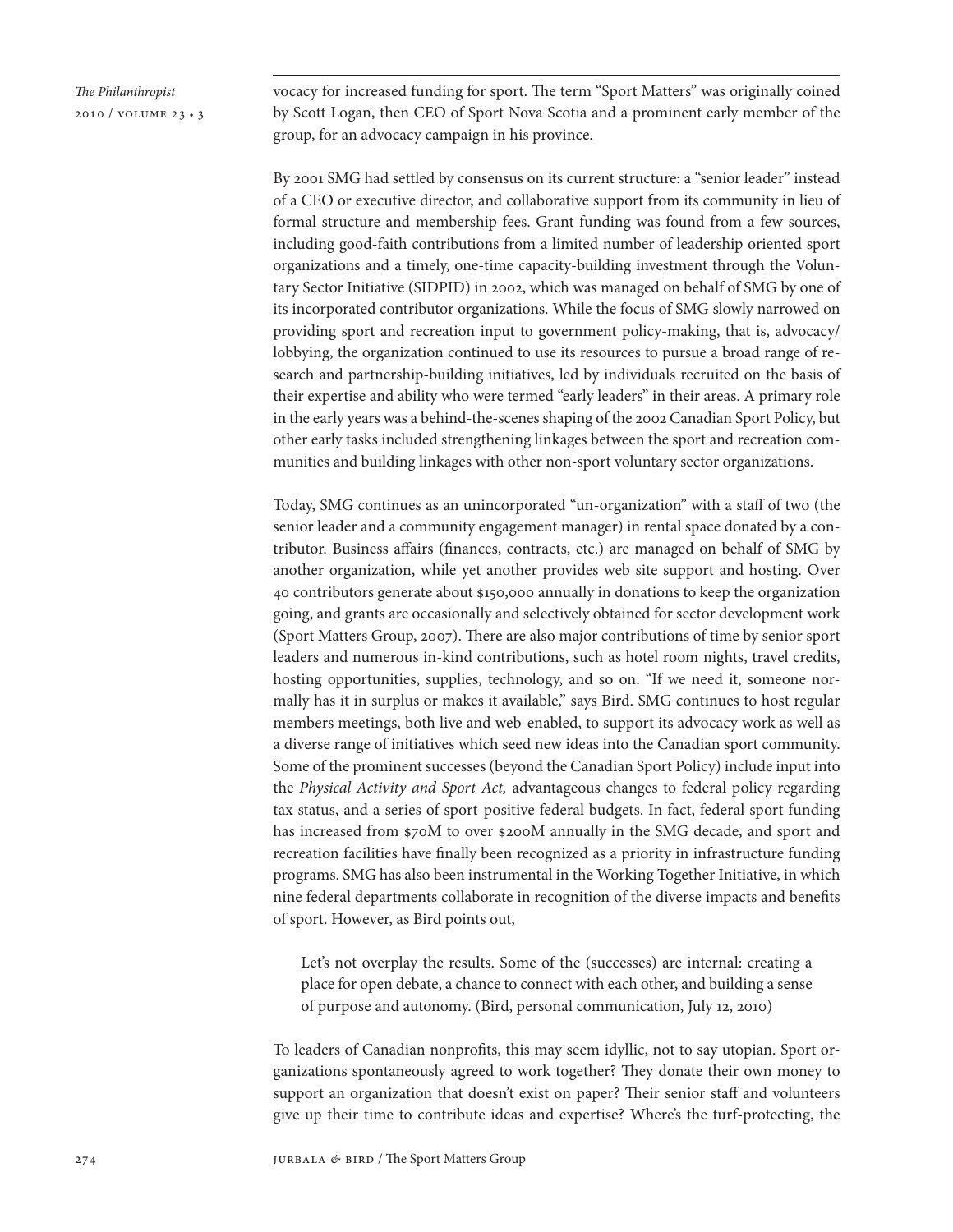vocacy for increased funding for sport. The term "Sport Matters" was originally coined by Scott Logan, then CEO of Sport Nova Scotia and a prominent early member of the group, for an advocacy campaign in his province.

By 2001 SMG had settled by consensus on its current structure: a "senior leader" instead of a CEO or executive director, and collaborative support from its community in lieu of formal structure and membership fees. Grant funding was found from a few sources, including good-faith contributions from a limited number of leadership oriented sport organizations and a timely, one-time capacity-building investment through the Voluntary Sector Initiative (SIDPID) in 2002, which was managed on behalf of SMG by one of its incorporated contributor organizations. While the focus of SMG slowly narrowed on providing sport and recreation input to government policy-making, that is, advocacy/lobbying, the organization continued to use its resources to pursue a broad range of research and partnership-building initiatives, led by individuals recruited on the basis of their expertise and ability who were termed "early leaders" in their areas. A primary role in the early years was a behind-the-scenes shaping of the 2002 Canadian Sport Policy, but other early tasks included strengthening linkages between the sport and recreation communities and building linkages with other non-sport voluntary sector organizations.

Today, SMG continues as an unincorporated "un-organization" with a staff of two (the senior leader and a community engagement manager) in rental space donated by a contributor. Business affairs (finances, contracts, etc.) are managed on behalf of SMG by another organization, while yet another provides web site support and hosting. Over 40 contributors generate about $150,000 annually in donations to keep the organization going, and grants are occasionally and selectively obtained for sector development work (Sport Matters Group, 2007). There are also major contributions of time by senior sport leaders and numerous in-kind contributions, such as hotel room nights, travel credits, hosting opportunities, supplies, technology, and so on. "If we need it, someone normally has it in surplus or makes it available," says Bird. SMG continues to host regular members meetings, both live and web-enabled, to support its advocacy work as well as a diverse range of initiatives which seed new ideas into the Canadian sport community. Some of the prominent successes (beyond the Canadian Sport Policy) include input into the *Physical Activity and Sport Act,* advantageous changes to federal policy regarding tax status, and a series of sport-positive federal budgets. In fact, federal sport funding has increased from $70M to over $200M annually in the SMG decade, and sport and recreation facilities have finally been recognized as a priority in infrastructure funding programs. SMG has also been instrumental in the Working Together Initiative, in which nine federal departments collaborate in recognition of the diverse impacts and benefits of sport. However, as Bird points out,

> Let's not overplay the results. Some of the (successes) are internal: creating a place for open debate, a chance to connect with each other, and building a sense of purpose and autonomy. (Bird, personal communication, July 12, 2010)

To leaders of Canadian nonprofits, this may seem idyllic, not to say utopian. Sport organizations spontaneously agreed to work together? They donate their own money to support an organization that doesn't exist on paper? Their senior staff and volunteers give up their time to contribute ideas and expertise? Where's the turf-protecting, the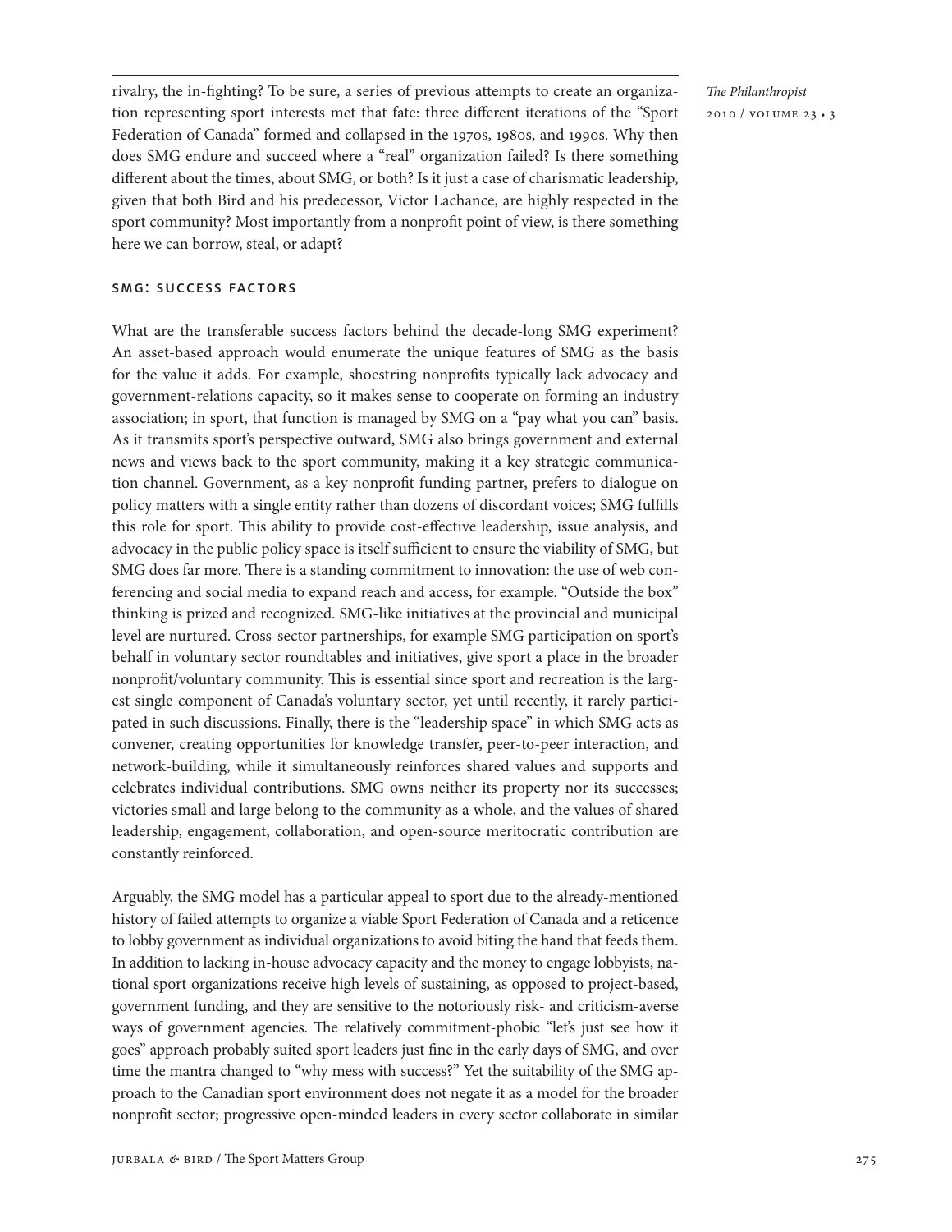rivalry, the in-fighting? To be sure, a series of previous attempts to create an organization representing sport interests met that fate: three different iterations of the "Sport Federation of Canada" formed and collapsed in the 1970s, 1980s, and 1990s. Why then does SMG endure and succeed where a "real" organization failed? Is there something different about the times, about SMG, or both? Is it just a case of charismatic leadership, given that both Bird and his predecessor, Victor Lachance, are highly respected in the sport community? Most importantly from a nonprofit point of view, is there something here we can borrow, steal, or adapt?

## SMG: SUCCESS FACTORS

What are the transferable success factors behind the decade-long SMG experiment? An asset-based approach would enumerate the unique features of SMG as the basis for the value it adds. For example, shoestring nonprofits typically lack advocacy and government-relations capacity, so it makes sense to cooperate on forming an industry association; in sport, that function is managed by SMG on a "pay what you can" basis. As it transmits sport's perspective outward, SMG also brings government and external news and views back to the sport community, making it a key strategic communication channel. Government, as a key nonprofit funding partner, prefers to dialogue on policy matters with a single entity rather than dozens of discordant voices; SMG fulfills this role for sport. This ability to provide cost-effective leadership, issue analysis, and advocacy in the public policy space is itself sufficient to ensure the viability of SMG, but SMG does far more. There is a standing commitment to innovation: the use of web conferencing and social media to expand reach and access, for example. "Outside the box" thinking is prized and recognized. SMG-like initiatives at the provincial and municipal level are nurtured. Cross-sector partnerships, for example SMG participation on sport's behalf in voluntary sector roundtables and initiatives, give sport a place in the broader nonprofit/voluntary community. This is essential since sport and recreation is the largest single component of Canada's voluntary sector, yet until recently, it rarely participated in such discussions. Finally, there is the "leadership space" in which SMG acts as convener, creating opportunities for knowledge transfer, peer-to-peer interaction, and network-building, while it simultaneously reinforces shared values and supports and celebrates individual contributions. SMG owns neither its property nor its successes; victories small and large belong to the community as a whole, and the values of shared leadership, engagement, collaboration, and open-source meritocratic contribution are constantly reinforced.

Arguably, the SMG model has a particular appeal to sport due to the already-mentioned history of failed attempts to organize a viable Sport Federation of Canada and a reticence to lobby government as individual organizations to avoid biting the hand that feeds them. In addition to lacking in-house advocacy capacity and the money to engage lobbyists, national sport organizations receive high levels of sustaining, as opposed to project-based, government funding, and they are sensitive to the notoriously risk- and criticism-averse ways of government agencies. The relatively commitment-phobic "let's just see how it goes" approach probably suited sport leaders just fine in the early days of SMG, and over time the mantra changed to "why mess with success?" Yet the suitability of the SMG approach to the Canadian sport environment does not negate it as a model for the broader nonprofit sector; progressive open-minded leaders in every sector collaborate in similar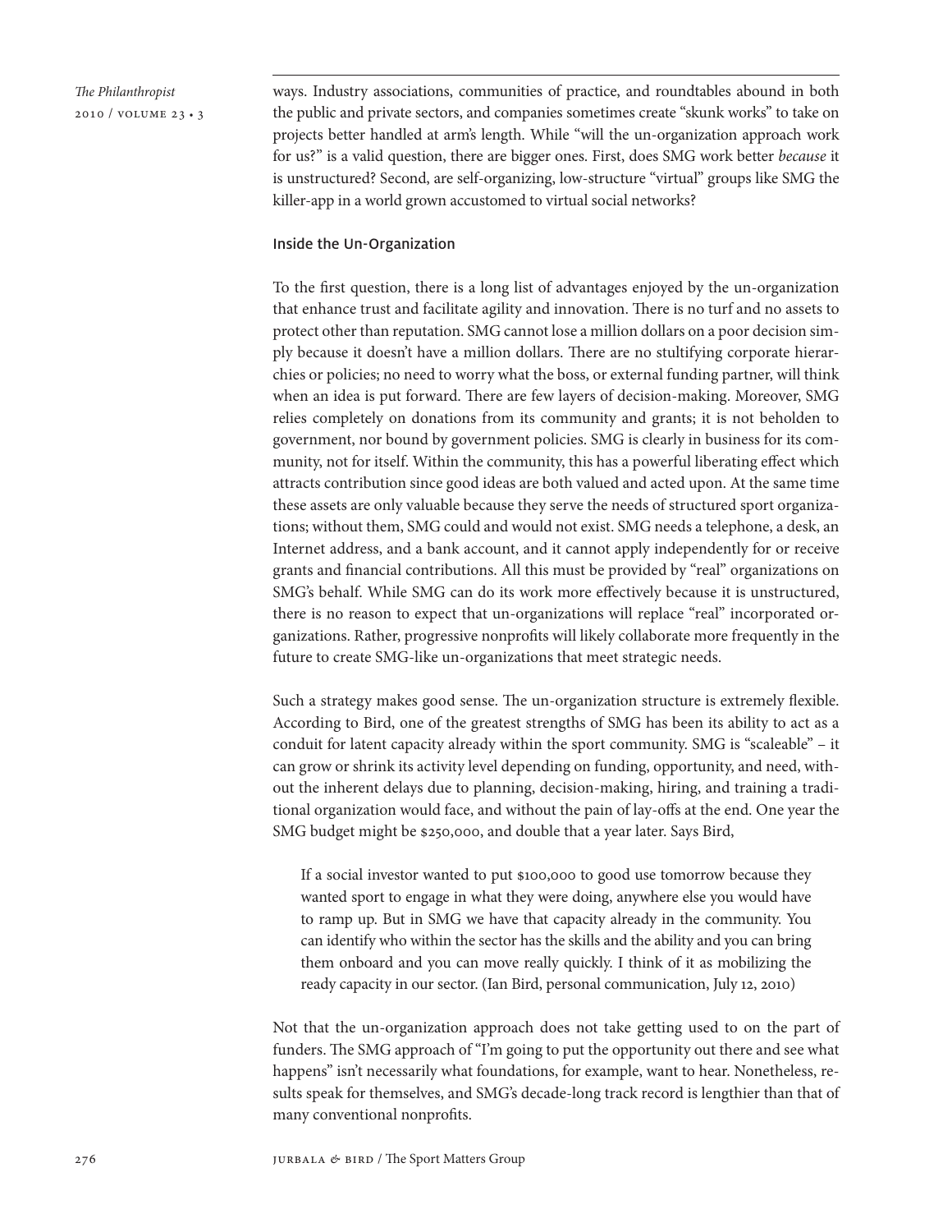ways. Industry associations, communities of practice, and roundtables abound in both the public and private sectors, and companies sometimes create "skunk works" to take on projects better handled at arm's length. While "will the un-organization approach work for us?" is a valid question, there are bigger ones. First, does SMG work better *because* it is unstructured? Second, are self-organizing, low-structure "virtual" groups like SMG the killer-app in a world grown accustomed to virtual social networks?

## Inside the Un-Organization

To the first question, there is a long list of advantages enjoyed by the un-organization that enhance trust and facilitate agility and innovation. There is no turf and no assets to protect other than reputation. SMG cannot lose a million dollars on a poor decision simply because it doesn't have a million dollars. There are no stultifying corporate hierarchies or policies; no need to worry what the boss, or external funding partner, will think when an idea is put forward. There are few layers of decision-making. Moreover, SMG relies completely on donations from its community and grants; it is not beholden to government, nor bound by government policies. SMG is clearly in business for its community, not for itself. Within the community, this has a powerful liberating effect which attracts contribution since good ideas are both valued and acted upon. At the same time these assets are only valuable because they serve the needs of structured sport organizations; without them, SMG could and would not exist. SMG needs a telephone, a desk, an Internet address, and a bank account, and it cannot apply independently for or receive grants and financial contributions. All this must be provided by "real" organizations on SMG's behalf. While SMG can do its work more effectively because it is unstructured, there is no reason to expect that un-organizations will replace "real" incorporated organizations. Rather, progressive nonprofits will likely collaborate more frequently in the future to create SMG-like un-organizations that meet strategic needs.

Such a strategy makes good sense. The un-organization structure is extremely flexible. According to Bird, one of the greatest strengths of SMG has been its ability to act as a conduit for latent capacity already within the sport community. SMG is "scaleable" – it can grow or shrink its activity level depending on funding, opportunity, and need, without the inherent delays due to planning, decision-making, hiring, and training a traditional organization would face, and without the pain of lay-offs at the end. One year the SMG budget might be $250,000, and double that a year later. Says Bird,

> If a social investor wanted to put $100,000 to good use tomorrow because they wanted sport to engage in what they were doing, anywhere else you would have to ramp up. But in SMG we have that capacity already in the community. You can identify who within the sector has the skills and the ability and you can bring them onboard and you can move really quickly. I think of it as mobilizing the ready capacity in our sector. (Ian Bird, personal communication, July 12, 2010)

Not that the un-organization approach does not take getting used to on the part of funders. The SMG approach of "I'm going to put the opportunity out there and see what happens" isn't necessarily what foundations, for example, want to hear. Nonetheless, results speak for themselves, and SMG's decade-long track record is lengthier than that of many conventional nonprofits.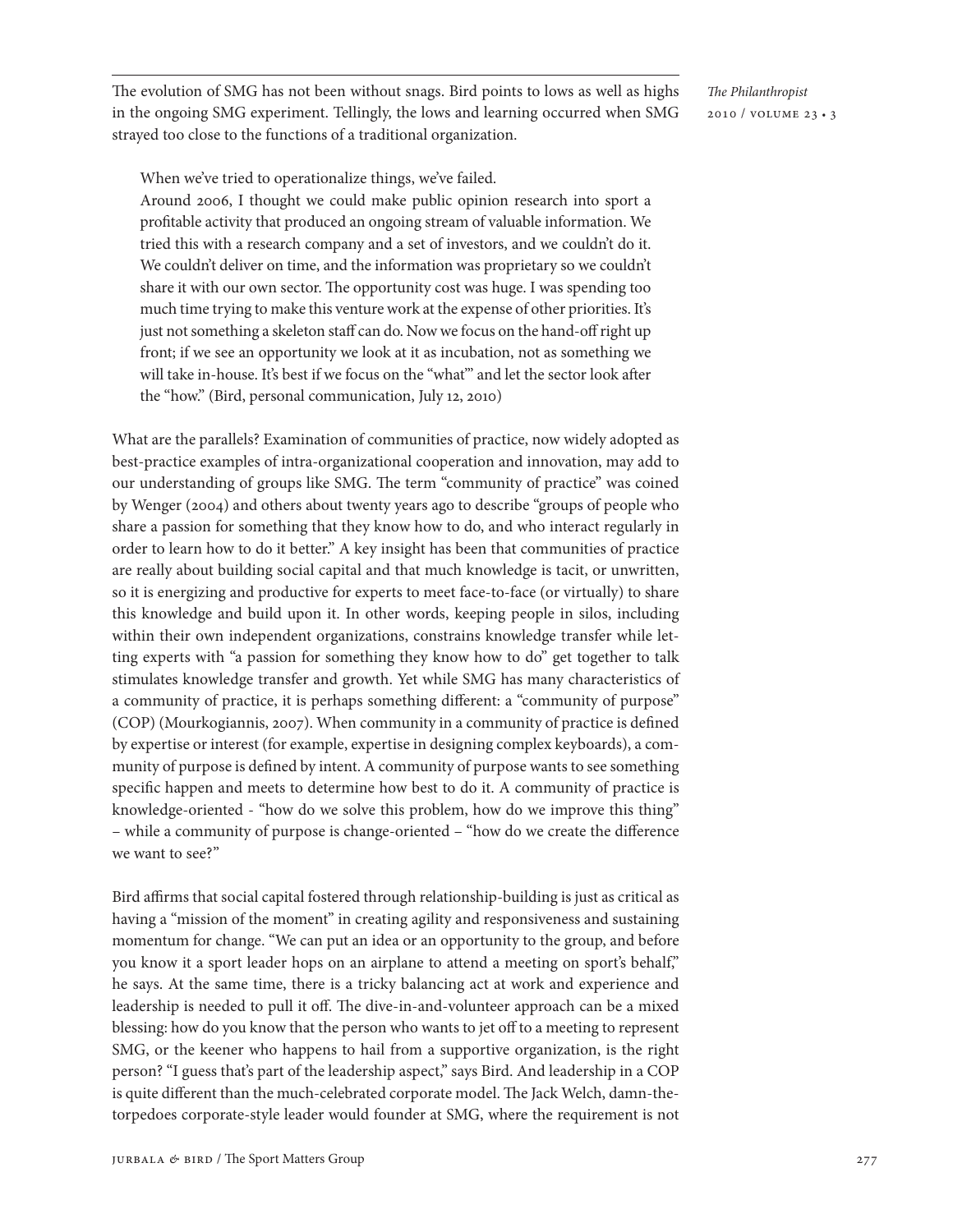The evolution of SMG has not been without snags. Bird points to lows as well as highs in the ongoing SMG experiment. Tellingly, the lows and learning occurred when SMG strayed too close to the functions of a traditional organization.

> When we've tried to operationalize things, we've failed.
> Around 2006, I thought we could make public opinion research into sport a profitable activity that produced an ongoing stream of valuable information. We tried this with a research company and a set of investors, and we couldn't do it. We couldn't deliver on time, and the information was proprietary so we couldn't share it with our own sector. The opportunity cost was huge. I was spending too much time trying to make this venture work at the expense of other priorities. It's just not something a skeleton staff can do. Now we focus on the hand-off right up front; if we see an opportunity we look at it as incubation, not as something we will take in-house. It's best if we focus on the "what"' and let the sector look after the "how." (Bird, personal communication, July 12, 2010)

What are the parallels? Examination of communities of practice, now widely adopted as best-practice examples of intra-organizational cooperation and innovation, may add to our understanding of groups like SMG. The term "community of practice" was coined by Wenger (2004) and others about twenty years ago to describe "groups of people who share a passion for something that they know how to do, and who interact regularly in order to learn how to do it better." A key insight has been that communities of practice are really about building social capital and that much knowledge is tacit, or unwritten, so it is energizing and productive for experts to meet face-to-face (or virtually) to share this knowledge and build upon it. In other words, keeping people in silos, including within their own independent organizations, constrains knowledge transfer while letting experts with "a passion for something they know how to do" get together to talk stimulates knowledge transfer and growth. Yet while SMG has many characteristics of a community of practice, it is perhaps something different: a "community of purpose" (COP) (Mourkogiannis, 2007). When community in a community of practice is defined by expertise or interest (for example, expertise in designing complex keyboards), a community of purpose is defined by intent. A community of purpose wants to see something specific happen and meets to determine how best to do it. A community of practice is knowledge-oriented - "how do we solve this problem, how do we improve this thing" – while a community of purpose is change-oriented – "how do we create the difference we want to see?"

Bird affirms that social capital fostered through relationship-building is just as critical as having a "mission of the moment" in creating agility and responsiveness and sustaining momentum for change. "We can put an idea or an opportunity to the group, and before you know it a sport leader hops on an airplane to attend a meeting on sport's behalf," he says. At the same time, there is a tricky balancing act at work and experience and leadership is needed to pull it off. The dive-in-and-volunteer approach can be a mixed blessing: how do you know that the person who wants to jet off to a meeting to represent SMG, or the keener who happens to hail from a supportive organization, is the right person? "I guess that's part of the leadership aspect," says Bird. And leadership in a COP is quite different than the much-celebrated corporate model. The Jack Welch, damn-the-torpedoes corporate-style leader would founder at SMG, where the requirement is not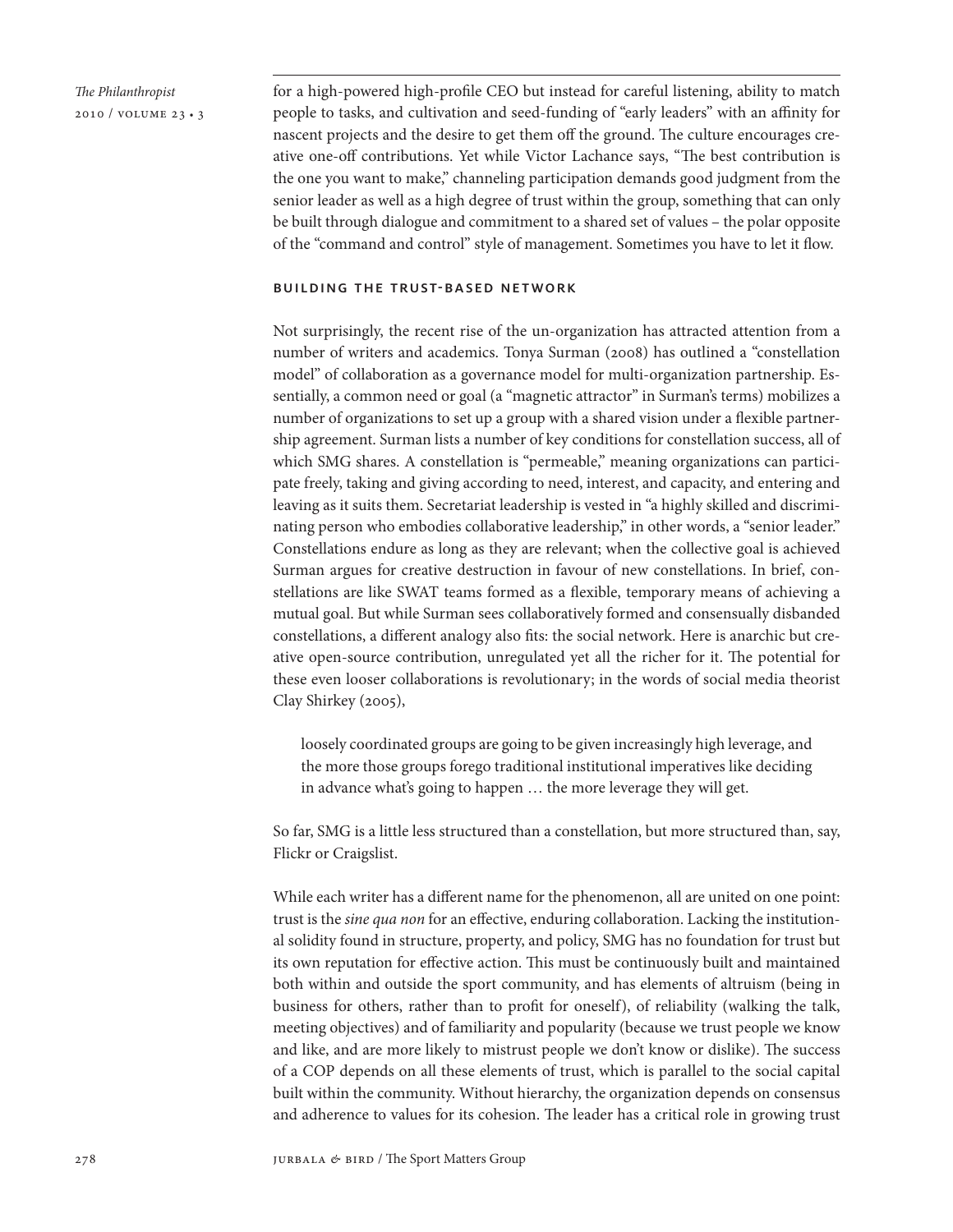for a high-powered high-profile CEO but instead for careful listening, ability to match people to tasks, and cultivation and seed-funding of "early leaders" with an affinity for nascent projects and the desire to get them off the ground. The culture encourages creative one-off contributions. Yet while Victor Lachance says, "The best contribution is the one you want to make," channeling participation demands good judgment from the senior leader as well as a high degree of trust within the group, something that can only be built through dialogue and commitment to a shared set of values – the polar opposite of the "command and control" style of management. Sometimes you have to let it flow.

### BUILDING THE TRUST-BASED NETWORK

Not surprisingly, the recent rise of the un-organization has attracted attention from a number of writers and academics. Tonya Surman (2008) has outlined a "constellation model" of collaboration as a governance model for multi-organization partnership. Essentially, a common need or goal (a "magnetic attractor" in Surman's terms) mobilizes a number of organizations to set up a group with a shared vision under a flexible partnership agreement. Surman lists a number of key conditions for constellation success, all of which SMG shares. A constellation is "permeable," meaning organizations can participate freely, taking and giving according to need, interest, and capacity, and entering and leaving as it suits them. Secretariat leadership is vested in "a highly skilled and discriminating person who embodies collaborative leadership," in other words, a "senior leader." Constellations endure as long as they are relevant; when the collective goal is achieved Surman argues for creative destruction in favour of new constellations. In brief, constellations are like SWAT teams formed as a flexible, temporary means of achieving a mutual goal. But while Surman sees collaboratively formed and consensually disbanded constellations, a different analogy also fits: the social network. Here is anarchic but creative open-source contribution, unregulated yet all the richer for it. The potential for these even looser collaborations is revolutionary; in the words of social media theorist Clay Shirkey (2005),

> loosely coordinated groups are going to be given increasingly high leverage, and the more those groups forego traditional institutional imperatives like deciding in advance what's going to happen … the more leverage they will get.

So far, SMG is a little less structured than a constellation, but more structured than, say, Flickr or Craigslist.

While each writer has a different name for the phenomenon, all are united on one point: trust is the *sine qua non* for an effective, enduring collaboration. Lacking the institutional solidity found in structure, property, and policy, SMG has no foundation for trust but its own reputation for effective action. This must be continuously built and maintained both within and outside the sport community, and has elements of altruism (being in business for others, rather than to profit for oneself), of reliability (walking the talk, meeting objectives) and of familiarity and popularity (because we trust people we know and like, and are more likely to mistrust people we don't know or dislike). The success of a COP depends on all these elements of trust, which is parallel to the social capital built within the community. Without hierarchy, the organization depends on consensus and adherence to values for its cohesion. The leader has a critical role in growing trust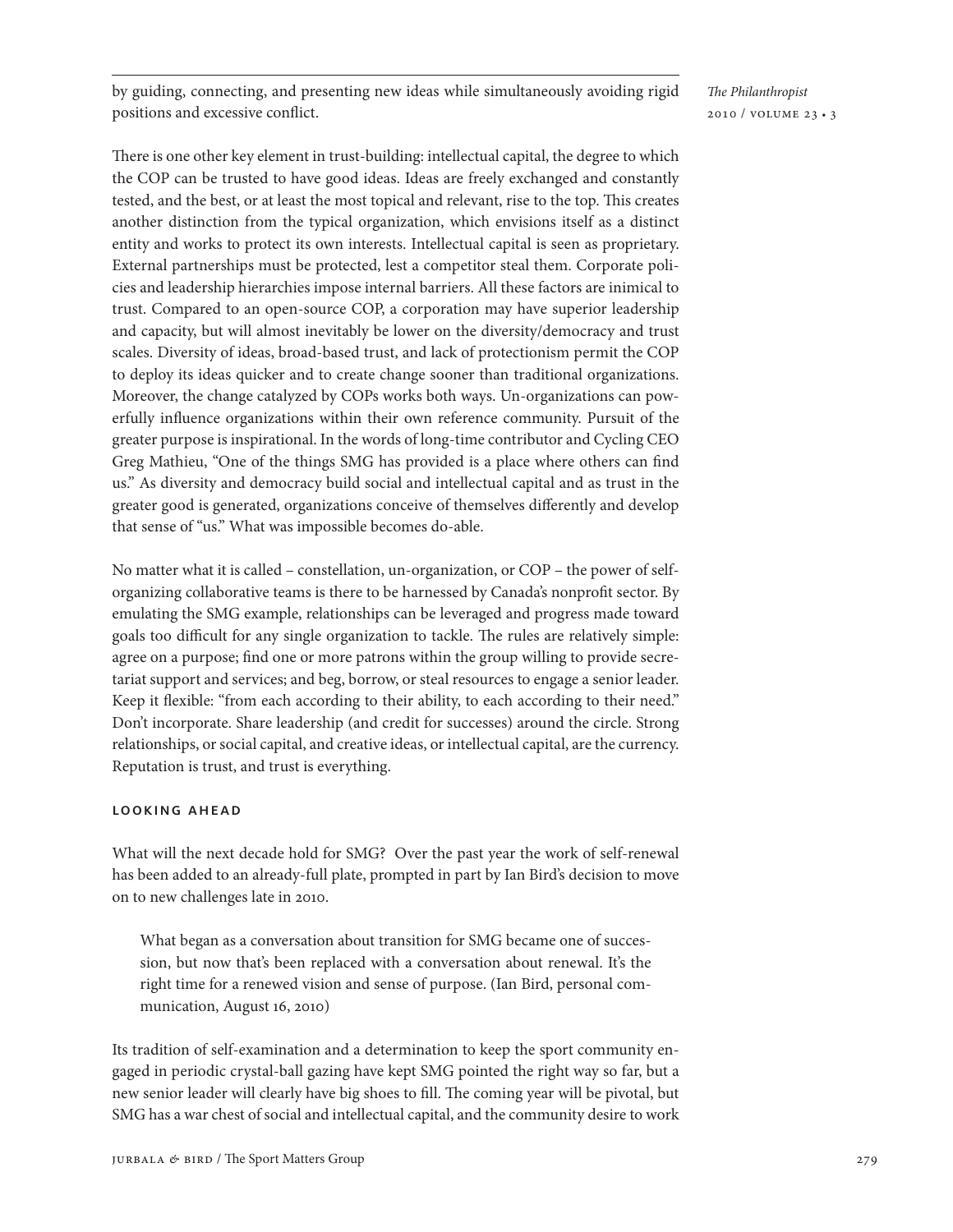by guiding, connecting, and presenting new ideas while simultaneously avoiding rigid positions and excessive conflict.

There is one other key element in trust-building: intellectual capital, the degree to which the COP can be trusted to have good ideas. Ideas are freely exchanged and constantly tested, and the best, or at least the most topical and relevant, rise to the top. This creates another distinction from the typical organization, which envisions itself as a distinct entity and works to protect its own interests. Intellectual capital is seen as proprietary. External partnerships must be protected, lest a competitor steal them. Corporate policies and leadership hierarchies impose internal barriers. All these factors are inimical to trust. Compared to an open-source COP, a corporation may have superior leadership and capacity, but will almost inevitably be lower on the diversity/democracy and trust scales. Diversity of ideas, broad-based trust, and lack of protectionism permit the COP to deploy its ideas quicker and to create change sooner than traditional organizations. Moreover, the change catalyzed by COPs works both ways. Un-organizations can powerfully influence organizations within their own reference community. Pursuit of the greater purpose is inspirational. In the words of long-time contributor and Cycling CEO Greg Mathieu, "One of the things SMG has provided is a place where others can find us." As diversity and democracy build social and intellectual capital and as trust in the greater good is generated, organizations conceive of themselves differently and develop that sense of "us." What was impossible becomes do-able.

No matter what it is called – constellation, un-organization, or COP – the power of self-organizing collaborative teams is there to be harnessed by Canada's nonprofit sector. By emulating the SMG example, relationships can be leveraged and progress made toward goals too difficult for any single organization to tackle. The rules are relatively simple: agree on a purpose; find one or more patrons within the group willing to provide secretariat support and services; and beg, borrow, or steal resources to engage a senior leader. Keep it flexible: "from each according to their ability, to each according to their need." Don't incorporate. Share leadership (and credit for successes) around the circle. Strong relationships, or social capital, and creative ideas, or intellectual capital, are the currency. Reputation is trust, and trust is everything.

## LOOKING AHEAD

What will the next decade hold for SMG? Over the past year the work of self-renewal has been added to an already-full plate, prompted in part by Ian Bird's decision to move on to new challenges late in 2010.

> What began as a conversation about transition for SMG became one of succession, but now that's been replaced with a conversation about renewal. It's the right time for a renewed vision and sense of purpose. (Ian Bird, personal communication, August 16, 2010)

Its tradition of self-examination and a determination to keep the sport community engaged in periodic crystal-ball gazing have kept SMG pointed the right way so far, but a new senior leader will clearly have big shoes to fill. The coming year will be pivotal, but SMG has a war chest of social and intellectual capital, and the community desire to work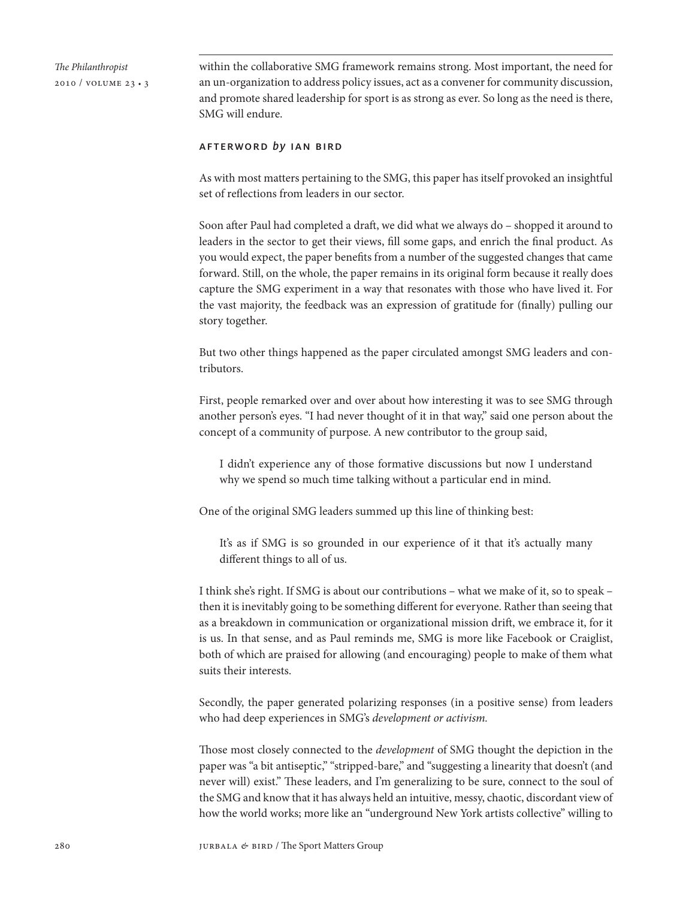within the collaborative SMG framework remains strong. Most important, the need for an un-organization to address policy issues, act as a convener for community discussion, and promote shared leadership for sport is as strong as ever. So long as the need is there, SMG will endure.

## AFTERWORD *by* IAN BIRD

As with most matters pertaining to the SMG, this paper has itself provoked an insightful set of reflections from leaders in our sector.

Soon after Paul had completed a draft, we did what we always do – shopped it around to leaders in the sector to get their views, fill some gaps, and enrich the final product. As you would expect, the paper benefits from a number of the suggested changes that came forward. Still, on the whole, the paper remains in its original form because it really does capture the SMG experiment in a way that resonates with those who have lived it. For the vast majority, the feedback was an expression of gratitude for (finally) pulling our story together.

But two other things happened as the paper circulated amongst SMG leaders and contributors.

First, people remarked over and over about how interesting it was to see SMG through another person's eyes. "I had never thought of it in that way," said one person about the concept of a community of purpose. A new contributor to the group said,

> I didn't experience any of those formative discussions but now I understand why we spend so much time talking without a particular end in mind.

One of the original SMG leaders summed up this line of thinking best:

> It's as if SMG is so grounded in our experience of it that it's actually many different things to all of us.

I think she's right. If SMG is about our contributions – what we make of it, so to speak – then it is inevitably going to be something different for everyone. Rather than seeing that as a breakdown in communication or organizational mission drift, we embrace it, for it is us. In that sense, and as Paul reminds me, SMG is more like Facebook or Craiglist, both of which are praised for allowing (and encouraging) people to make of them what suits their interests.

Secondly, the paper generated polarizing responses (in a positive sense) from leaders who had deep experiences in SMG's *development or activism.*

Those most closely connected to the *development* of SMG thought the depiction in the paper was "a bit antiseptic," "stripped-bare," and "suggesting a linearity that doesn't (and never will) exist." These leaders, and I'm generalizing to be sure, connect to the soul of the SMG and know that it has always held an intuitive, messy, chaotic, discordant view of how the world works; more like an "underground New York artists collective" willing to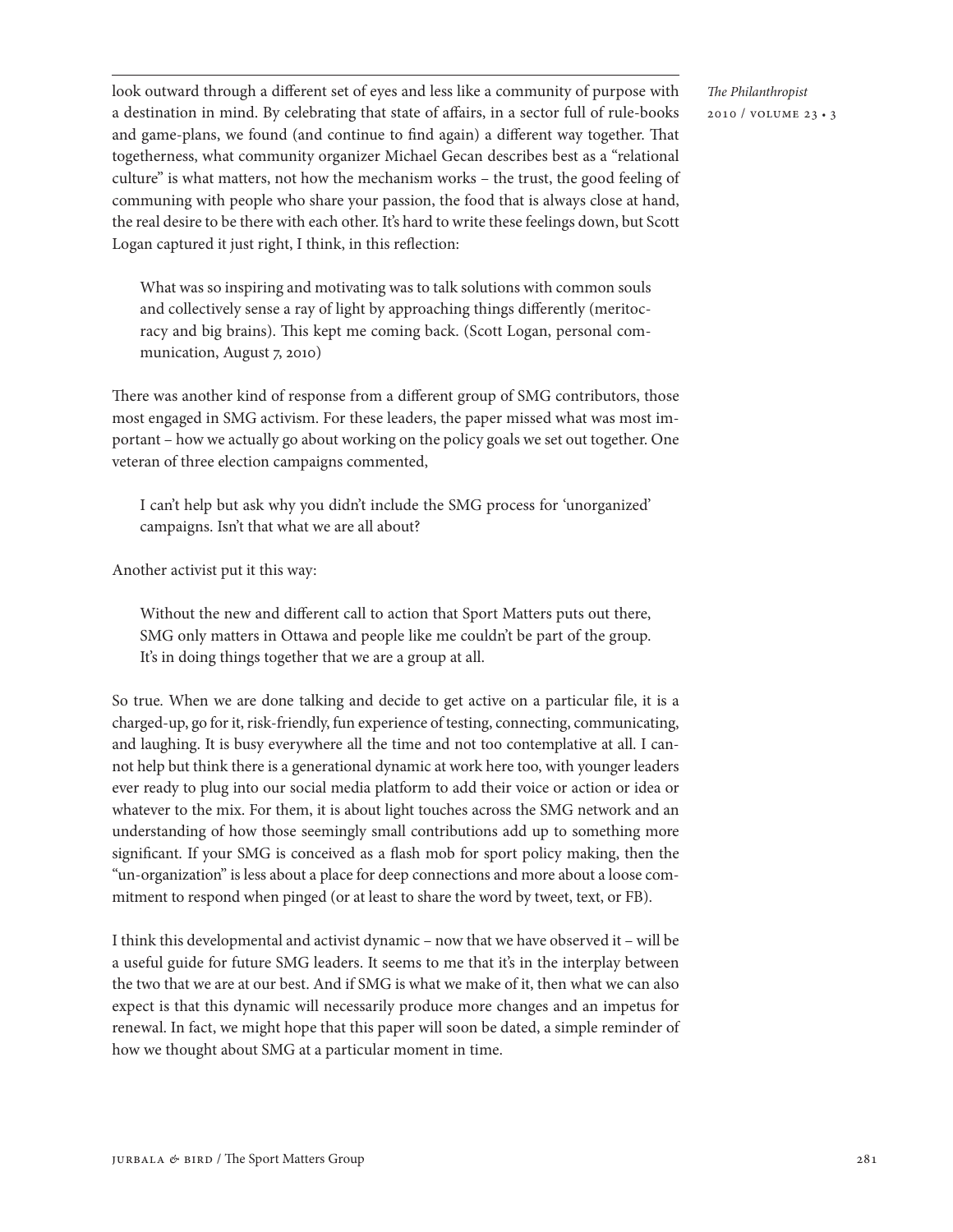look outward through a different set of eyes and less like a community of purpose with a destination in mind. By celebrating that state of affairs, in a sector full of rule-books and game-plans, we found (and continue to find again) a different way together. That togetherness, what community organizer Michael Gecan describes best as a "relational culture" is what matters, not how the mechanism works – the trust, the good feeling of communing with people who share your passion, the food that is always close at hand, the real desire to be there with each other. It's hard to write these feelings down, but Scott Logan captured it just right, I think, in this reflection:

> What was so inspiring and motivating was to talk solutions with common souls and collectively sense a ray of light by approaching things differently (meritocracy and big brains). This kept me coming back. (Scott Logan, personal communication, August 7, 2010)

There was another kind of response from a different group of SMG contributors, those most engaged in SMG activism. For these leaders, the paper missed what was most important – how we actually go about working on the policy goals we set out together. One veteran of three election campaigns commented,

> I can't help but ask why you didn't include the SMG process for 'unorganized' campaigns. Isn't that what we are all about?

Another activist put it this way:

> Without the new and different call to action that Sport Matters puts out there, SMG only matters in Ottawa and people like me couldn't be part of the group. It's in doing things together that we are a group at all.

So true. When we are done talking and decide to get active on a particular file, it is a charged-up, go for it, risk-friendly, fun experience of testing, connecting, communicating, and laughing. It is busy everywhere all the time and not too contemplative at all. I cannot help but think there is a generational dynamic at work here too, with younger leaders ever ready to plug into our social media platform to add their voice or action or idea or whatever to the mix. For them, it is about light touches across the SMG network and an understanding of how those seemingly small contributions add up to something more significant. If your SMG is conceived as a flash mob for sport policy making, then the "un-organization" is less about a place for deep connections and more about a loose commitment to respond when pinged (or at least to share the word by tweet, text, or FB).

I think this developmental and activist dynamic – now that we have observed it – will be a useful guide for future SMG leaders. It seems to me that it's in the interplay between the two that we are at our best. And if SMG is what we make of it, then what we can also expect is that this dynamic will necessarily produce more changes and an impetus for renewal. In fact, we might hope that this paper will soon be dated, a simple reminder of how we thought about SMG at a particular moment in time.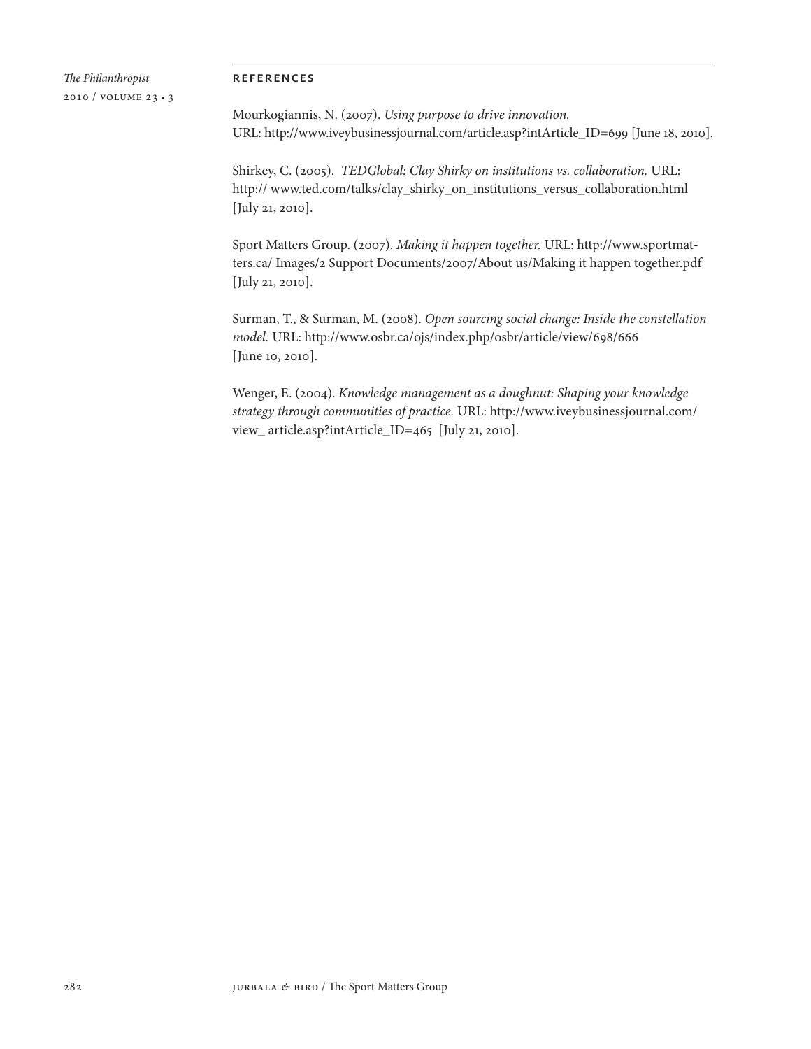## REFERENCES

Mourkogiannis, N. (2007). *Using purpose to drive innovation.* URL: http://www.iveybusinessjournal.com/article.asp?intArticle_ID=699 [June 18, 2010].

Shirkey, C. (2005). *TEDGlobal: Clay Shirky on institutions vs. collaboration.* URL: http:// www.ted.com/talks/clay_shirky_on_institutions_versus_collaboration.html [July 21, 2010].

Sport Matters Group. (2007). *Making it happen together.* URL: http://www.sportmatters.ca/ Images/2 Support Documents/2007/About us/Making it happen together.pdf [July 21, 2010].

Surman, T., & Surman, M. (2008). *Open sourcing social change: Inside the constellation model.* URL: http://www.osbr.ca/ojs/index.php/osbr/article/view/698/666 [June 10, 2010].

Wenger, E. (2004). *Knowledge management as a doughnut: Shaping your knowledge strategy through communities of practice.* URL: http://www.iveybusinessjournal.com/view_ article.asp?intArticle_ID=465 [July 21, 2010].